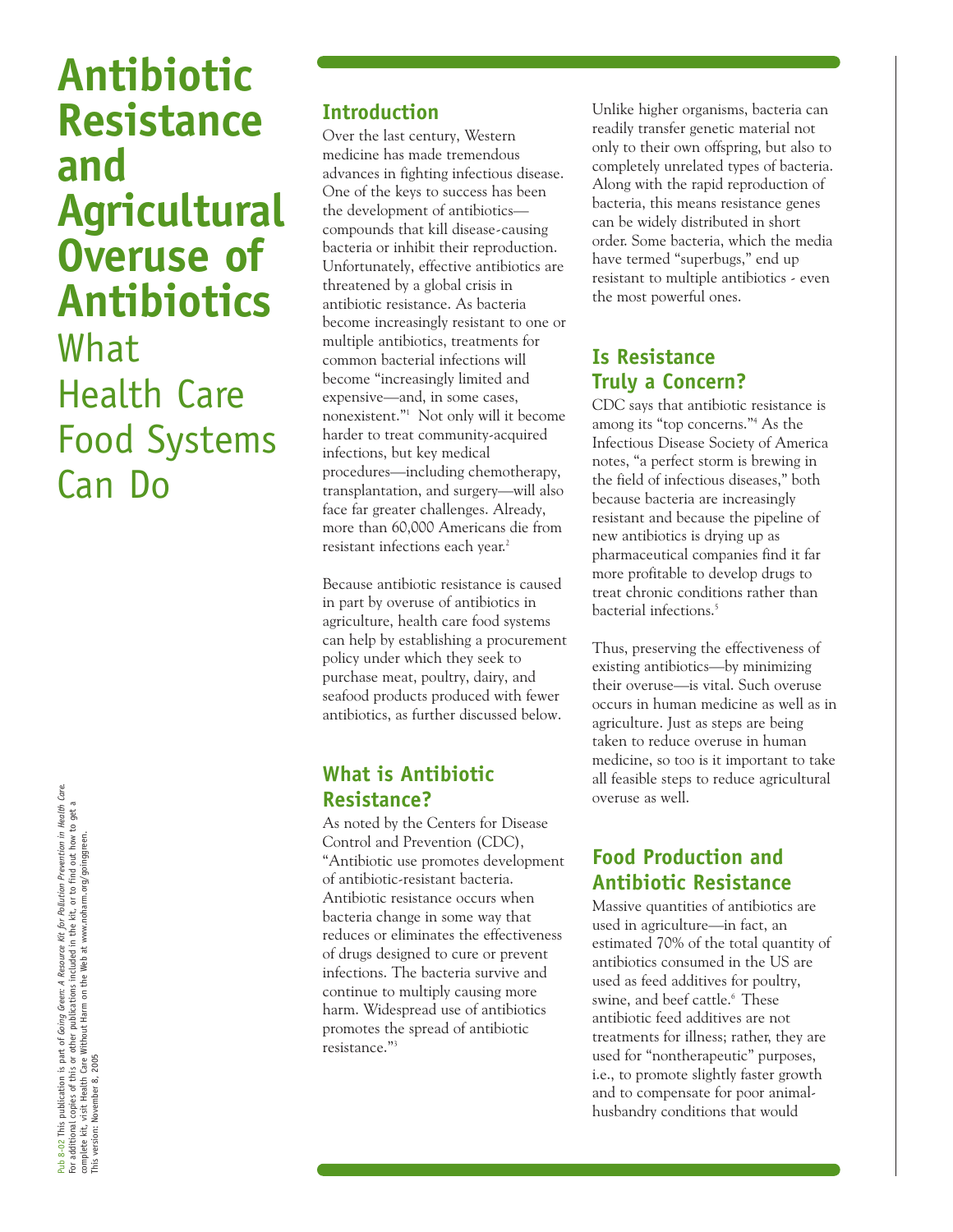# Antibiotic Resistance and Agricultural Overuse of Antibiotics

What Health Care Food Systems Can Do

Pub 8-02 This publication is part of *Going Green: A Resource Kit for Pollution Prevention in Health Care.* For additional copies of this or other publications included in the kit, or to find out how to get a complete kit, visit Health Care Without Harm on the Web at www.noharm.org/goinggreen. This version: November 8, 2005

## Introduction

Over the last century, Western medicine has made tremendous advances in fighting infectious disease. One of the keys to success has been the development of antibiotics—compounds that kill disease-causing bacteria or inhibit their reproduction. Unfortunately, effective antibiotics are threatened by a global crisis in antibiotic resistance. As bacteria become increasingly resistant to one or multiple antibiotics, treatments for common bacterial infections will become "increasingly limited and expensive—and, in some cases, nonexistent."[1] Not only will it become harder to treat community-acquired infections, but key medical procedures—including chemotherapy, transplantation, and surgery—will also face far greater challenges. Already, more than 60,000 Americans die from resistant infections each year.[2]

Because antibiotic resistance is caused in part by overuse of antibiotics in agriculture, health care food systems can help by establishing a procurement policy under which they seek to purchase meat, poultry, dairy, and seafood products produced with fewer antibiotics, as further discussed below.

## What is Antibiotic Resistance?

As noted by the Centers for Disease Control and Prevention (CDC), "Antibiotic use promotes development of antibiotic-resistant bacteria. Antibiotic resistance occurs when bacteria change in some way that reduces or eliminates the effectiveness of drugs designed to cure or prevent infections. The bacteria survive and continue to multiply causing more harm. Widespread use of antibiotics promotes the spread of antibiotic resistance."[3]

Unlike higher organisms, bacteria can readily transfer genetic material not only to their own offspring, but also to completely unrelated types of bacteria. Along with the rapid reproduction of bacteria, this means resistance genes can be widely distributed in short order. Some bacteria, which the media have termed "superbugs," end up resistant to multiple antibiotics - even the most powerful ones.

## Is Resistance Truly a Concern?

CDC says that antibiotic resistance is among its "top concerns."[4] As the Infectious Disease Society of America notes, "a perfect storm is brewing in the field of infectious diseases," both because bacteria are increasingly resistant and because the pipeline of new antibiotics is drying up as pharmaceutical companies find it far more profitable to develop drugs to treat chronic conditions rather than bacterial infections.[5]

Thus, preserving the effectiveness of existing antibiotics—by minimizing their overuse—is vital. Such overuse occurs in human medicine as well as in agriculture. Just as steps are being taken to reduce overuse in human medicine, so too is it important to take all feasible steps to reduce agricultural overuse as well.

## Food Production and Antibiotic Resistance

Massive quantities of antibiotics are used in agriculture—in fact, an estimated 70% of the total quantity of antibiotics consumed in the US are used as feed additives for poultry, swine, and beef cattle.[6] These antibiotic feed additives are not treatments for illness; rather, they are used for "nontherapeutic" purposes, i.e., to promote slightly faster growth and to compensate for poor animal-husbandry conditions that would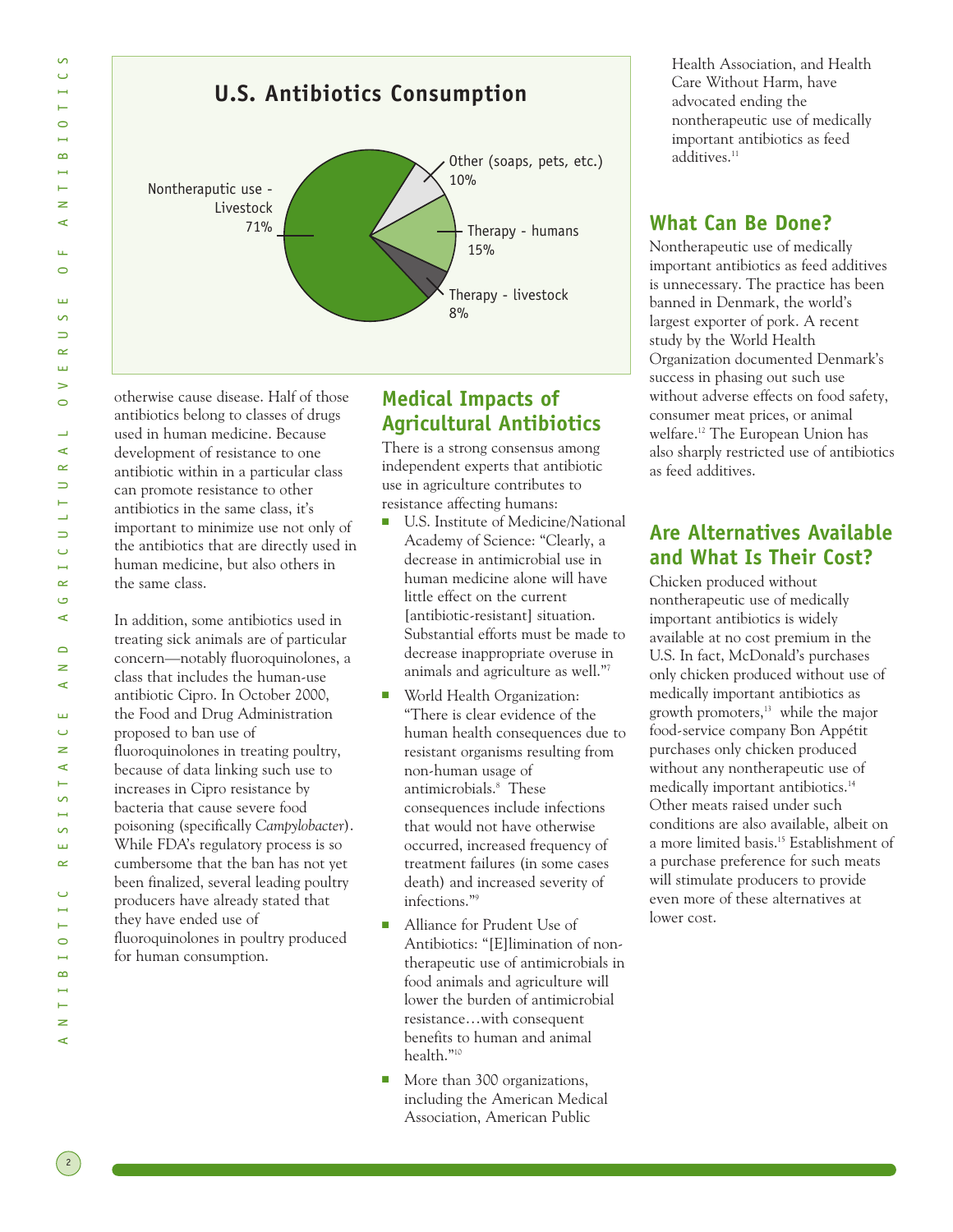## U.S. Antibiotics Consumption

- Nontheraputic use - Livestock 71%
- Other (soaps, pets, etc.) 10%
- Therapy - humans 15%
- Therapy - livestock 8%

otherwise cause disease. Half of those antibiotics belong to classes of drugs used in human medicine. Because development of resistance to one antibiotic within in a particular class can promote resistance to other antibiotics in the same class, it's important to minimize use not only of the antibiotics that are directly used in human medicine, but also others in the same class.

In addition, some antibiotics used in treating sick animals are of particular concern—notably fluoroquinolones, a class that includes the human-use antibiotic Cipro. In October 2000, the Food and Drug Administration proposed to ban use of fluoroquinolones in treating poultry, because of data linking such use to increases in Cipro resistance by bacteria that cause severe food poisoning (specifically *Campylobacter*). While FDA's regulatory process is so cumbersome that the ban has not yet been finalized, several leading poultry producers have already stated that they have ended use of fluoroquinolones in poultry produced for human consumption.

## Medical Impacts of Agricultural Antibiotics

There is a strong consensus among independent experts that antibiotic use in agriculture contributes to resistance affecting humans:

- U.S. Institute of Medicine/National Academy of Science: "Clearly, a decrease in antimicrobial use in human medicine alone will have little effect on the current [antibiotic-resistant] situation. Substantial efforts must be made to decrease inappropriate overuse in animals and agriculture as well."[7]
- World Health Organization: "There is clear evidence of the human health consequences due to resistant organisms resulting from non-human usage of antimicrobials.[8] These consequences include infections that would not have otherwise occurred, increased frequency of treatment failures (in some cases death) and increased severity of infections."[9]
- Alliance for Prudent Use of Antibiotics: "[E]limination of non-therapeutic use of antimicrobials in food animals and agriculture will lower the burden of antimicrobial resistance…with consequent benefits to human and animal health."[10]
- More than 300 organizations, including the American Medical Association, American Public Health Association, and Health Care Without Harm, have advocated ending the nontherapeutic use of medically important antibiotics as feed additives.[11]

## What Can Be Done?

Nontherapeutic use of medically important antibiotics as feed additives is unnecessary. The practice has been banned in Denmark, the world's largest exporter of pork. A recent study by the World Health Organization documented Denmark's success in phasing out such use without adverse effects on food safety, consumer meat prices, or animal welfare.[12] The European Union has also sharply restricted use of antibiotics as feed additives.

## Are Alternatives Available and What Is Their Cost?

Chicken produced without nontherapeutic use of medically important antibiotics is widely available at no cost premium in the U.S. In fact, McDonald's purchases only chicken produced without use of medically important antibiotics as growth promoters,[13] while the major food-service company Bon Appétit purchases only chicken produced without any nontherapeutic use of medically important antibiotics.[14] Other meats raised under such conditions are also available, albeit on a more limited basis.[15] Establishment of a purchase preference for such meats will stimulate producers to provide even more of these alternatives at lower cost.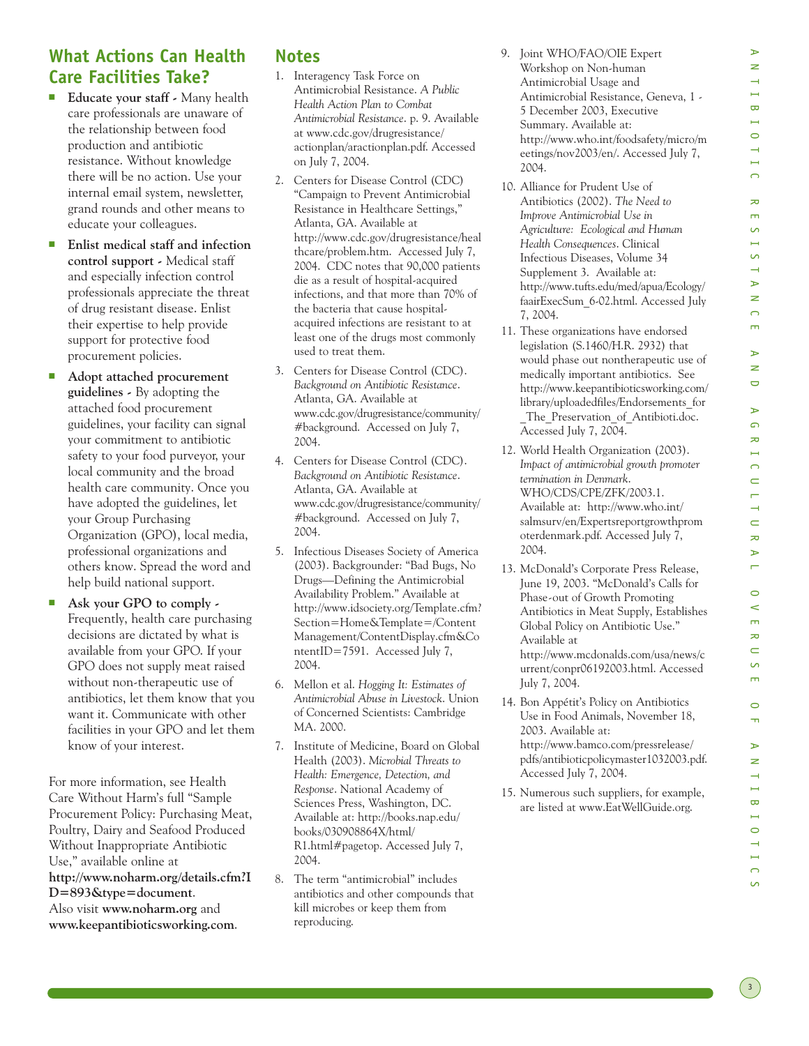## What Actions Can Health Care Facilities Take?

- **Educate your staff -** Many health care professionals are unaware of the relationship between food production and antibiotic resistance. Without knowledge there will be no action. Use your internal email system, newsletter, grand rounds and other means to educate your colleagues.
- **Enlist medical staff and infection control support -** Medical staff and especially infection control professionals appreciate the threat of drug resistant disease. Enlist their expertise to help provide support for protective food procurement policies.
- **Adopt attached procurement guidelines -** By adopting the attached food procurement guidelines, your facility can signal your commitment to antibiotic safety to your food purveyor, your local community and the broad health care community. Once you have adopted the guidelines, let your Group Purchasing Organization (GPO), local media, professional organizations and others know. Spread the word and help build national support.
- ***Ask your GPO to comply -*** Frequently, health care purchasing decisions are dictated by what is available from your GPO. If your GPO does not supply meat raised without non-therapeutic use of antibiotics, let them know that you want it. Communicate with other facilities in your GPO and let them know of your interest.

For more information, see Health Care Without Harm's full "Sample Procurement Policy: Purchasing Meat, Poultry, Dairy and Seafood Produced Without Inappropriate Antibiotic Use," available online at **http://www.noharm.org/details.cfm?ID=893&type=document**. Also visit **www.noharm.org** and **www.keepantibioticsworking.com**.

## Notes

1. Interagency Task Force on Antimicrobial Resistance. *A Public Health Action Plan to Combat Antimicrobial Resistance*. p. 9. Available at www.cdc.gov/drugresistance/actionplan/aractionplan.pdf. Accessed on July 7, 2004.
2. Centers for Disease Control (CDC) "Campaign to Prevent Antimicrobial Resistance in Healthcare Settings," Atlanta, GA. Available at http://www.cdc.gov/drugresistance/healthcare/problem.htm. Accessed July 7, 2004. CDC notes that 90,000 patients die as a result of hospital-acquired infections, and that more than 70% of the bacteria that cause hospital-acquired infections are resistant to at least one of the drugs most commonly used to treat them.
3. Centers for Disease Control (CDC). *Background on Antibiotic Resistance*. Atlanta, GA. Available at www.cdc.gov/drugresistance/community/#background. Accessed on July 7, 2004.
4. Centers for Disease Control (CDC). *Background on Antibiotic Resistance*. Atlanta, GA. Available at www.cdc.gov/drugresistance/community/#background. Accessed on July 7, 2004.
5. Infectious Diseases Society of America (2003). Backgrounder: "Bad Bugs, No Drugs—Defining the Antimicrobial Availability Problem." Available at http://www.idsociety.org/Template.cfm?Section=Home&Template=/ContentManagement/ContentDisplay.cfm&ContentID=7591. Accessed July 7, 2004.
6. Mellon et al. *Hogging It: Estimates of Antimicrobial Abuse in Livestock*. Union of Concerned Scientists: Cambridge MA. 2000.
7. Institute of Medicine, Board on Global Health (2003). *Microbial Threats to Health: Emergence, Detection, and Response*. National Academy of Sciences Press, Washington, DC. Available at: http://books.nap.edu/books/030908864X/html/R1.html#pagetop. Accessed July 7, 2004.
8. The term "antimicrobial" includes antibiotics and other compounds that kill microbes or keep them from reproducing.
9. Joint WHO/FAO/OIE Expert Workshop on Non-human Antimicrobial Usage and Antimicrobial Resistance, Geneva, 1 - 5 December 2003, Executive Summary. Available at: http://www.who.int/foodsafety/micro/meetings/nov2003/en/. Accessed July 7, 2004.
10. Alliance for Prudent Use of Antibiotics (2002). *The Need to Improve Antimicrobial Use in Agriculture: Ecological and Human Health Consequences*. Clinical Infectious Diseases, Volume 34 Supplement 3. Available at: http://www.tufts.edu/med/apua/Ecology/faairExecSum_6-02.html. Accessed July 7, 2004.
11. These organizations have endorsed legislation (S.1460/H.R. 2932) that would phase out nontherapeutic use of medically important antibiotics. See http://www.keepantibioticsworking.com/library/uploadedfiles/Endorsements_for_The_Preservation_of_Antibioti.doc. Accessed July 7, 2004.
12. World Health Organization (2003). *Impact of antimicrobial growth promoter termination in Denmark*. WHO/CDS/CPE/ZFK/2003.1. Available at: http://www.who.int/salmsurv/en/Expertsreportgrowthpromoterdenmark.pdf. Accessed July 7, 2004.
13. McDonald's Corporate Press Release, June 19, 2003. "McDonald's Calls for Phase-out of Growth Promoting Antibiotics in Meat Supply, Establishes Global Policy on Antibiotic Use." Available at http://www.mcdonalds.com/usa/news/current/conpr06192003.html. Accessed July 7, 2004.
14. Bon Appétit's Policy on Antibiotics Use in Food Animals, November 18, 2003. Available at: http://www.bamco.com/pressrelease/pdfs/antibioticpolicymaster1032003.pdf. Accessed July 7, 2004.
15. Numerous such suppliers, for example, are listed at www.EatWellGuide.org.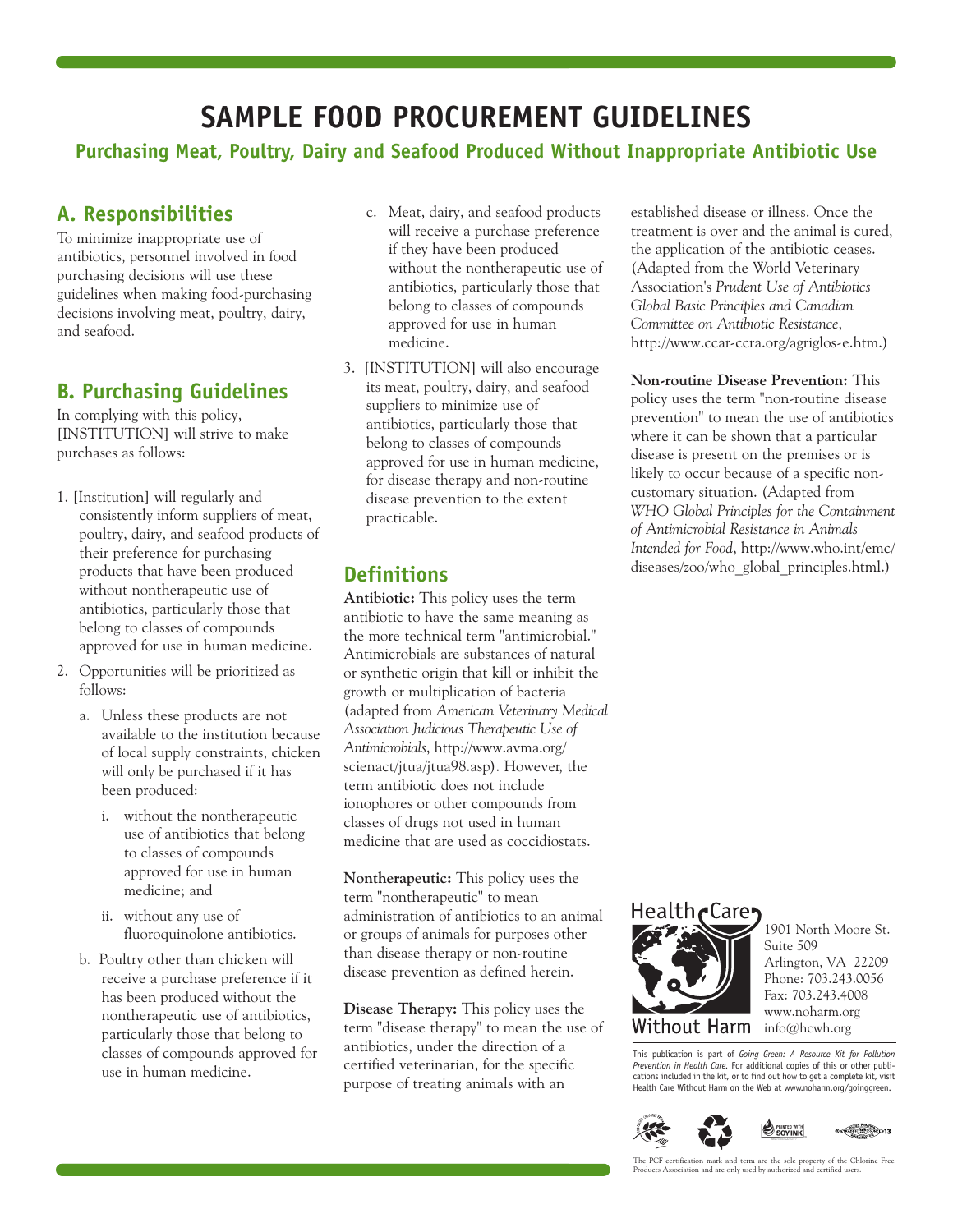# SAMPLE FOOD PROCUREMENT GUIDELINES

## Purchasing Meat, Poultry, Dairy and Seafood Produced Without Inappropriate Antibiotic Use

## A. Responsibilities

To minimize inappropriate use of antibiotics, personnel involved in food purchasing decisions will use these guidelines when making food-purchasing decisions involving meat, poultry, dairy, and seafood.

## B. Purchasing Guidelines

In complying with this policy, [INSTITUTION] will strive to make purchases as follows:

1. [Institution] will regularly and consistently inform suppliers of meat, poultry, dairy, and seafood products of their preference for purchasing products that have been produced without nontherapeutic use of antibiotics, particularly those that belong to classes of compounds approved for use in human medicine.
2. Opportunities will be prioritized as follows:
   a. Unless these products are not available to the institution because of local supply constraints, chicken will only be purchased if it has been produced:
      i. without the nontherapeutic use of antibiotics that belong to classes of compounds approved for use in human medicine; and
      ii. without any use of fluoroquinolone antibiotics.
   b. Poultry other than chicken will receive a purchase preference if it has been produced without the nontherapeutic use of antibiotics, particularly those that belong to classes of compounds approved for use in human medicine.
   c. Meat, dairy, and seafood products will receive a purchase preference if they have been produced without the nontherapeutic use of antibiotics, particularly those that belong to classes of compounds approved for use in human medicine.
3. [INSTITUTION] will also encourage its meat, poultry, dairy, and seafood suppliers to minimize use of antibiotics, particularly those that belong to classes of compounds approved for use in human medicine, for disease therapy and non-routine disease prevention to the extent practicable.

## Definitions

**Antibiotic:** This policy uses the term antibiotic to have the same meaning as the more technical term "antimicrobial." Antimicrobials are substances of natural or synthetic origin that kill or inhibit the growth or multiplication of bacteria (adapted from *American Veterinary Medical Association Judicious Therapeutic Use of Antimicrobials*, http://www.avma.org/scienact/jtua/jtua98.asp). However, the term antibiotic does not include ionophores or other compounds from classes of drugs not used in human medicine that are used as coccidiostats.

**Nontherapeutic:** This policy uses the term "nontherapeutic" to mean administration of antibiotics to an animal or groups of animals for purposes other than disease therapy or non-routine disease prevention as defined herein.

**Disease Therapy:** This policy uses the term "disease therapy" to mean the use of antibiotics, under the direction of a certified veterinarian, for the specific purpose of treating animals with an established disease or illness. Once the treatment is over and the animal is cured, the application of the antibiotic ceases. (Adapted from the World Veterinary Association's *Prudent Use of Antibiotics Global Basic Principles and Canadian Committee on Antibiotic Resistance*, http://www.ccar-ccra.org/agriglos-e.htm.)

**Non-routine Disease Prevention:** This policy uses the term "non-routine disease prevention" to mean the use of antibiotics where it can be shown that a particular disease is present on the premises or is likely to occur because of a specific non-customary situation. (Adapted from *WHO Global Principles for the Containment of Antimicrobial Resistance in Animals Intended for Food*, http://www.who.int/emc/diseases/zoo/who_global_principles.html.)

Health Care Without Harm
1901 North Moore St.
Suite 509
Arlington, VA 22209
Phone: 703.243.0056
Fax: 703.243.4008
www.noharm.org
info@hcwh.org

This publication is part of *Going Green: A Resource Kit for Pollution Prevention in Health Care*. For additional copies of this or other publications included in the kit, or to find out how to get a complete kit, visit Health Care Without Harm on the Web at www.noharm.org/goinggreen.

The PCF certification mark and term are the sole property of the Chlorine Free Products Association and are only used by authorized and certified users.